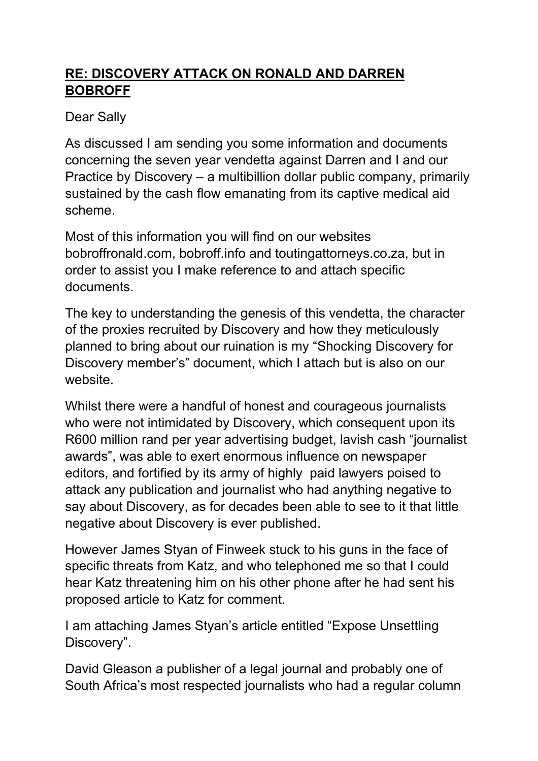**RE: DISCOVERY ATTACK ON RONALD AND DARREN BOBROFF**

Dear Sally

As discussed I am sending you some information and documents concerning the seven year vendetta against Darren and I and our Practice by Discovery – a multibillion dollar public company, primarily sustained by the cash flow emanating from its captive medical aid scheme.

Most of this information you will find on our websites bobroffronald.com, bobroff.info and toutingattorneys.co.za, but in order to assist you I make reference to and attach specific documents.

The key to understanding the genesis of this vendetta, the character of the proxies recruited by Discovery and how they meticulously planned to bring about our ruination is my "Shocking Discovery for Discovery member's" document, which I attach but is also on our website.

Whilst there were a handful of honest and courageous journalists who were not intimidated by Discovery, which consequent upon its R600 million rand per year advertising budget, lavish cash "journalist awards", was able to exert enormous influence on newspaper editors, and fortified by its army of highly paid lawyers poised to attack any publication and journalist who had anything negative to say about Discovery, as for decades been able to see to it that little negative about Discovery is ever published.

However James Styan of Finweek stuck to his guns in the face of specific threats from Katz, and who telephoned me so that I could hear Katz threatening him on his other phone after he had sent his proposed article to Katz for comment.

I am attaching James Styan's article entitled "Expose Unsettling Discovery".

David Gleason a publisher of a legal journal and probably one of South Africa's most respected journalists who had a regular column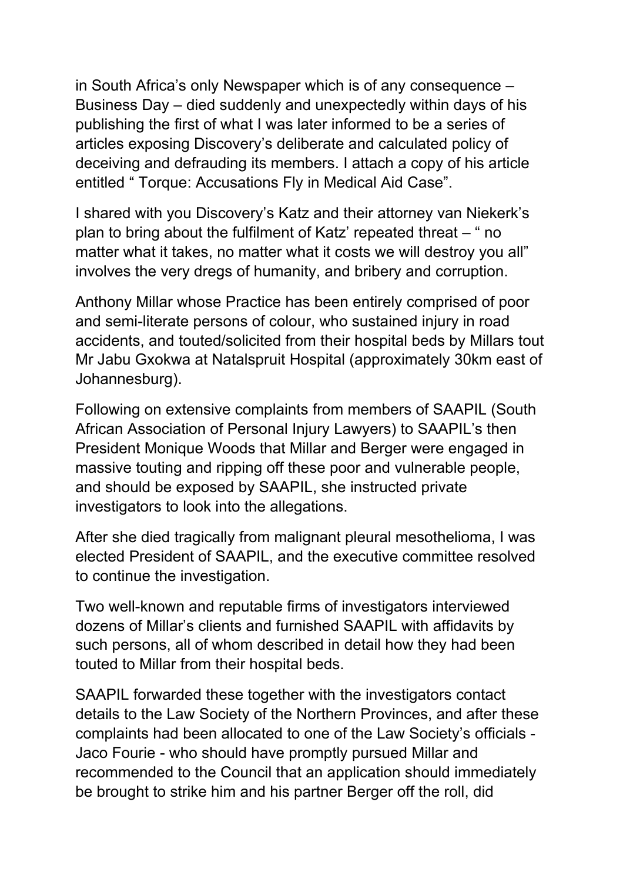in South Africa’s only Newspaper which is of any consequence – Business Day – died suddenly and unexpectedly within days of his publishing the first of what I was later informed to be a series of articles exposing Discovery’s deliberate and calculated policy of deceiving and defrauding its members. I attach a copy of his article entitled “ Torque: Accusations Fly in Medical Aid Case”.

I shared with you Discovery’s Katz and their attorney van Niekerk’s plan to bring about the fulfilment of Katz’ repeated threat – “ no matter what it takes, no matter what it costs we will destroy you all” involves the very dregs of humanity, and bribery and corruption.

Anthony Millar whose Practice has been entirely comprised of poor and semi-literate persons of colour, who sustained injury in road accidents, and touted/solicited from their hospital beds by Millars tout Mr Jabu Gxokwa at Natalspruit Hospital (approximately 30km east of Johannesburg).

Following on extensive complaints from members of SAAPIL (South African Association of Personal Injury Lawyers) to SAAPIL’s then President Monique Woods that Millar and Berger were engaged in massive touting and ripping off these poor and vulnerable people, and should be exposed by SAAPIL, she instructed private investigators to look into the allegations.

After she died tragically from malignant pleural mesothelioma, I was elected President of SAAPIL, and the executive committee resolved to continue the investigation.

Two well-known and reputable firms of investigators interviewed dozens of Millar’s clients and furnished SAAPIL with affidavits by such persons, all of whom described in detail how they had been touted to Millar from their hospital beds.

SAAPIL forwarded these together with the investigators contact details to the Law Society of the Northern Provinces, and after these complaints had been allocated to one of the Law Society’s officials - Jaco Fourie - who should have promptly pursued Millar and recommended to the Council that an application should immediately be brought to strike him and his partner Berger off the roll, did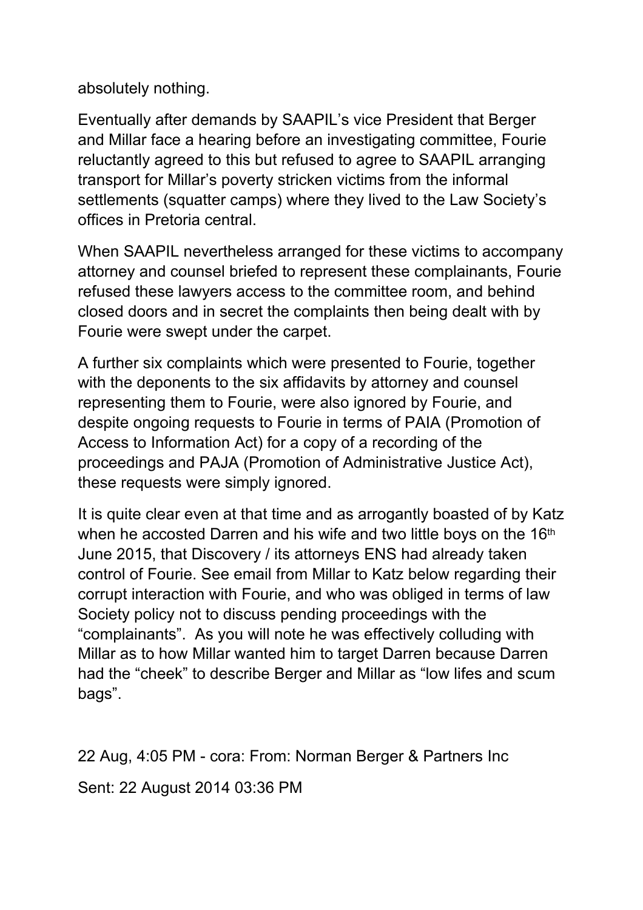absolutely nothing.

Eventually after demands by SAAPIL's vice President that Berger and Millar face a hearing before an investigating committee, Fourie reluctantly agreed to this but refused to agree to SAAPIL arranging transport for Millar's poverty stricken victims from the informal settlements (squatter camps) where they lived to the Law Society's offices in Pretoria central.

When SAAPIL nevertheless arranged for these victims to accompany attorney and counsel briefed to represent these complainants, Fourie refused these lawyers access to the committee room, and behind closed doors and in secret the complaints then being dealt with by Fourie were swept under the carpet.

A further six complaints which were presented to Fourie, together with the deponents to the six affidavits by attorney and counsel representing them to Fourie, were also ignored by Fourie, and despite ongoing requests to Fourie in terms of PAIA (Promotion of Access to Information Act) for a copy of a recording of the proceedings and PAJA (Promotion of Administrative Justice Act), these requests were simply ignored.

It is quite clear even at that time and as arrogantly boasted of by Katz when he accosted Darren and his wife and two little boys on the 16th June 2015, that Discovery / its attorneys ENS had already taken control of Fourie. See email from Millar to Katz below regarding their corrupt interaction with Fourie, and who was obliged in terms of law Society policy not to discuss pending proceedings with the "complainants". As you will note he was effectively colluding with Millar as to how Millar wanted him to target Darren because Darren had the "cheek" to describe Berger and Millar as "low lifes and scum bags".

22 Aug, 4:05 PM - cora: From: Norman Berger & Partners Inc

Sent: 22 August 2014 03:36 PM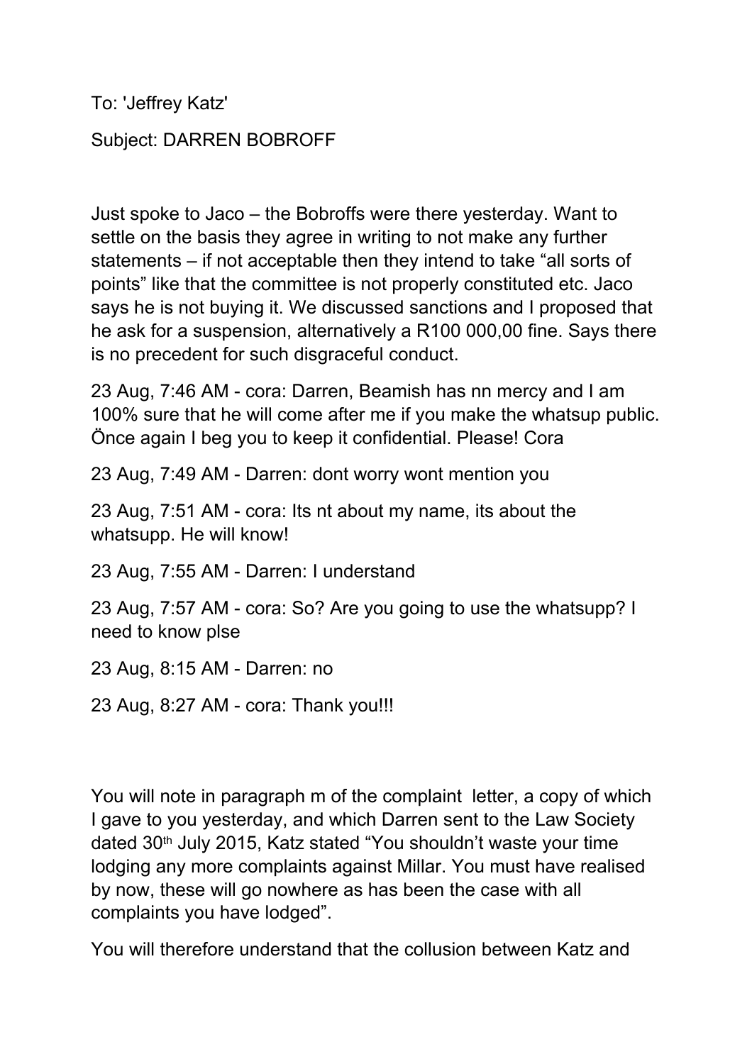To: 'Jeffrey Katz'

Subject: DARREN BOBROFF

Just spoke to Jaco – the Bobroffs were there yesterday. Want to settle on the basis they agree in writing to not make any further statements – if not acceptable then they intend to take "all sorts of points" like that the committee is not properly constituted etc. Jaco says he is not buying it. We discussed sanctions and I proposed that he ask for a suspension, alternatively a R100 000,00 fine. Says there is no precedent for such disgraceful conduct.

23 Aug, 7:46 AM - cora: Darren, Beamish has nn mercy and I am 100% sure that he will come after me if you make the whatsup public. Önce again I beg you to keep it confidential. Please! Cora

23 Aug, 7:49 AM - Darren: dont worry wont mention you

23 Aug, 7:51 AM - cora: Its nt about my name, its about the whatsupp. He will know!

23 Aug, 7:55 AM - Darren: I understand

23 Aug, 7:57 AM - cora: So? Are you going to use the whatsupp? I need to know plse

23 Aug, 8:15 AM - Darren: no

23 Aug, 8:27 AM - cora: Thank you!!!

You will note in paragraph m of the complaint letter, a copy of which I gave to you yesterday, and which Darren sent to the Law Society dated 30th July 2015, Katz stated "You shouldn't waste your time lodging any more complaints against Millar. You must have realised by now, these will go nowhere as has been the case with all complaints you have lodged".

You will therefore understand that the collusion between Katz and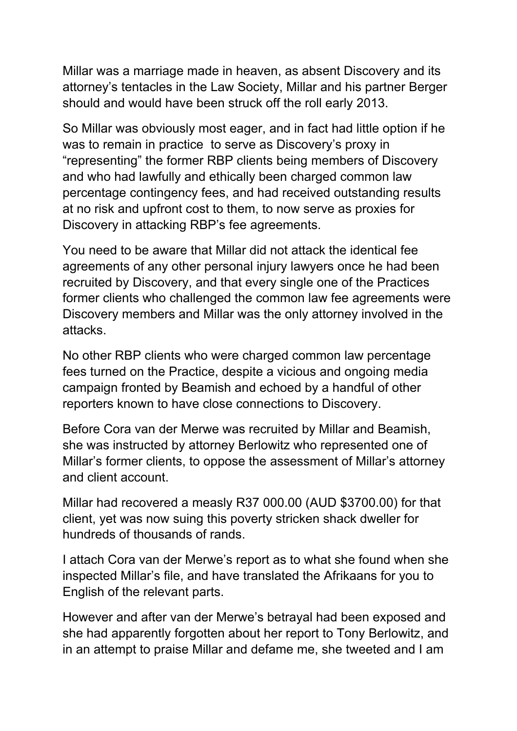Millar was a marriage made in heaven, as absent Discovery and its attorney's tentacles in the Law Society, Millar and his partner Berger should and would have been struck off the roll early 2013.

So Millar was obviously most eager, and in fact had little option if he was to remain in practice  to serve as Discovery's proxy in "representing" the former RBP clients being members of Discovery and who had lawfully and ethically been charged common law percentage contingency fees, and had received outstanding results at no risk and upfront cost to them, to now serve as proxies for Discovery in attacking RBP's fee agreements.

You need to be aware that Millar did not attack the identical fee agreements of any other personal injury lawyers once he had been recruited by Discovery, and that every single one of the Practices former clients who challenged the common law fee agreements were Discovery members and Millar was the only attorney involved in the attacks.

No other RBP clients who were charged common law percentage fees turned on the Practice, despite a vicious and ongoing media campaign fronted by Beamish and echoed by a handful of other reporters known to have close connections to Discovery.

Before Cora van der Merwe was recruited by Millar and Beamish, she was instructed by attorney Berlowitz who represented one of Millar's former clients, to oppose the assessment of Millar's attorney and client account.

Millar had recovered a measly R37 000.00 (AUD $3700.00) for that client, yet was now suing this poverty stricken shack dweller for hundreds of thousands of rands.

I attach Cora van der Merwe's report as to what she found when she inspected Millar's file, and have translated the Afrikaans for you to English of the relevant parts.

However and after van der Merwe's betrayal had been exposed and she had apparently forgotten about her report to Tony Berlowitz, and in an attempt to praise Millar and defame me, she tweeted and I am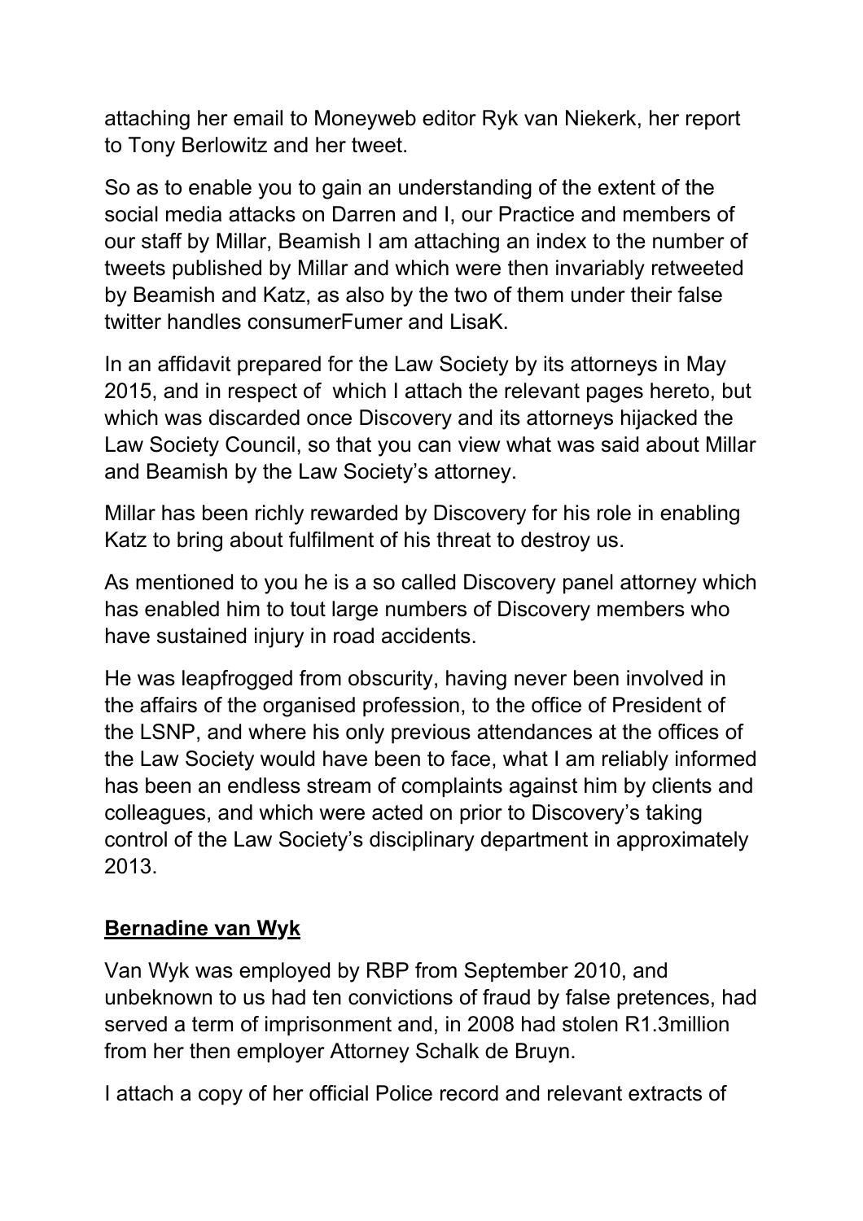attaching her email to Moneyweb editor Ryk van Niekerk, her report to Tony Berlowitz and her tweet.

So as to enable you to gain an understanding of the extent of the social media attacks on Darren and I, our Practice and members of our staff by Millar, Beamish I am attaching an index to the number of tweets published by Millar and which were then invariably retweeted by Beamish and Katz, as also by the two of them under their false twitter handles consumerFumer and LisaK.

In an affidavit prepared for the Law Society by its attorneys in May 2015, and in respect of which I attach the relevant pages hereto, but which was discarded once Discovery and its attorneys hijacked the Law Society Council, so that you can view what was said about Millar and Beamish by the Law Society's attorney.

Millar has been richly rewarded by Discovery for his role in enabling Katz to bring about fulfilment of his threat to destroy us.

As mentioned to you he is a so called Discovery panel attorney which has enabled him to tout large numbers of Discovery members who have sustained injury in road accidents.

He was leapfrogged from obscurity, having never been involved in the affairs of the organised profession, to the office of President of the LSNP, and where his only previous attendances at the offices of the Law Society would have been to face, what I am reliably informed has been an endless stream of complaints against him by clients and colleagues, and which were acted on prior to Discovery's taking control of the Law Society's disciplinary department in approximately 2013.

**<u>Bernadine van Wyk</u>**

Van Wyk was employed by RBP from September 2010, and unbeknown to us had ten convictions of fraud by false pretences, had served a term of imprisonment and, in 2008 had stolen R1.3million from her then employer Attorney Schalk de Bruyn.

I attach a copy of her official Police record and relevant extracts of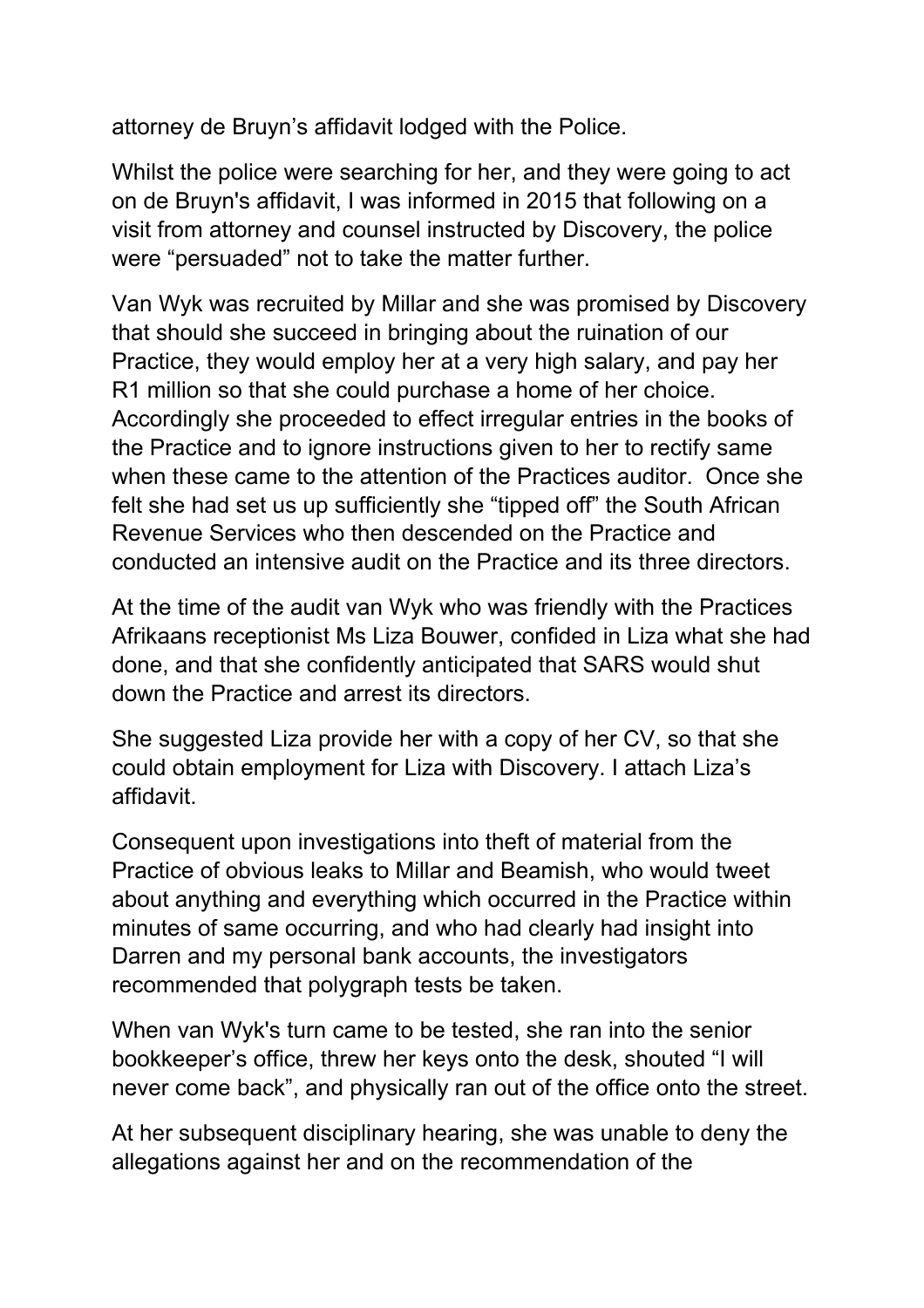attorney de Bruyn's affidavit lodged with the Police.

Whilst the police were searching for her, and they were going to act on de Bruyn's affidavit, I was informed in 2015 that following on a visit from attorney and counsel instructed by Discovery, the police were "persuaded" not to take the matter further.

Van Wyk was recruited by Millar and she was promised by Discovery that should she succeed in bringing about the ruination of our Practice, they would employ her at a very high salary, and pay her R1 million so that she could purchase a home of her choice. Accordingly she proceeded to effect irregular entries in the books of the Practice and to ignore instructions given to her to rectify same when these came to the attention of the Practices auditor. Once she felt she had set us up sufficiently she "tipped off" the South African Revenue Services who then descended on the Practice and conducted an intensive audit on the Practice and its three directors.

At the time of the audit van Wyk who was friendly with the Practices Afrikaans receptionist Ms Liza Bouwer, confided in Liza what she had done, and that she confidently anticipated that SARS would shut down the Practice and arrest its directors.

She suggested Liza provide her with a copy of her CV, so that she could obtain employment for Liza with Discovery. I attach Liza's affidavit.

Consequent upon investigations into theft of material from the Practice of obvious leaks to Millar and Beamish, who would tweet about anything and everything which occurred in the Practice within minutes of same occurring, and who had clearly had insight into Darren and my personal bank accounts, the investigators recommended that polygraph tests be taken.

When van Wyk's turn came to be tested, she ran into the senior bookkeeper's office, threw her keys onto the desk, shouted "I will never come back", and physically ran out of the office onto the street.

At her subsequent disciplinary hearing, she was unable to deny the allegations against her and on the recommendation of the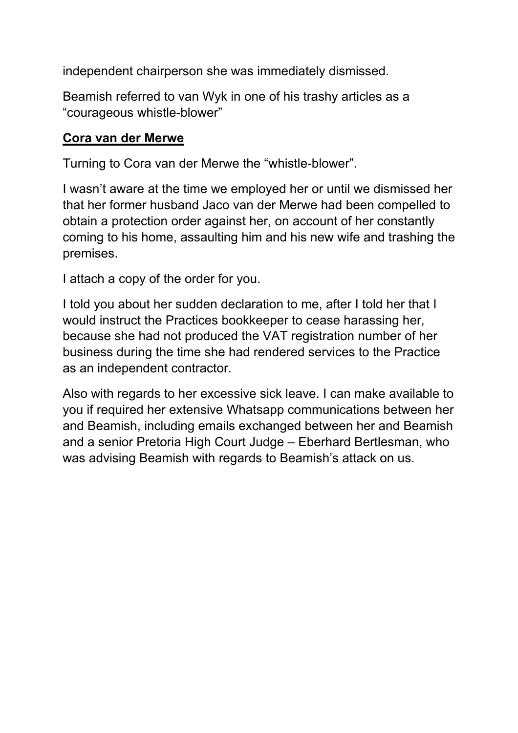independent chairperson she was immediately dismissed.

Beamish referred to van Wyk in one of his trashy articles as a "courageous whistle-blower"

**Cora van der Merwe**

Turning to Cora van der Merwe the "whistle-blower".

I wasn't aware at the time we employed her or until we dismissed her that her former husband Jaco van der Merwe had been compelled to obtain a protection order against her, on account of her constantly coming to his home, assaulting him and his new wife and trashing the premises.

I attach a copy of the order for you.

I told you about her sudden declaration to me, after I told her that I would instruct the Practices bookkeeper to cease harassing her, because she had not produced the VAT registration number of her business during the time she had rendered services to the Practice as an independent contractor.

Also with regards to her excessive sick leave. I can make available to you if required her extensive Whatsapp communications between her and Beamish, including emails exchanged between her and Beamish and a senior Pretoria High Court Judge – Eberhard Bertlesman, who was advising Beamish with regards to Beamish's attack on us.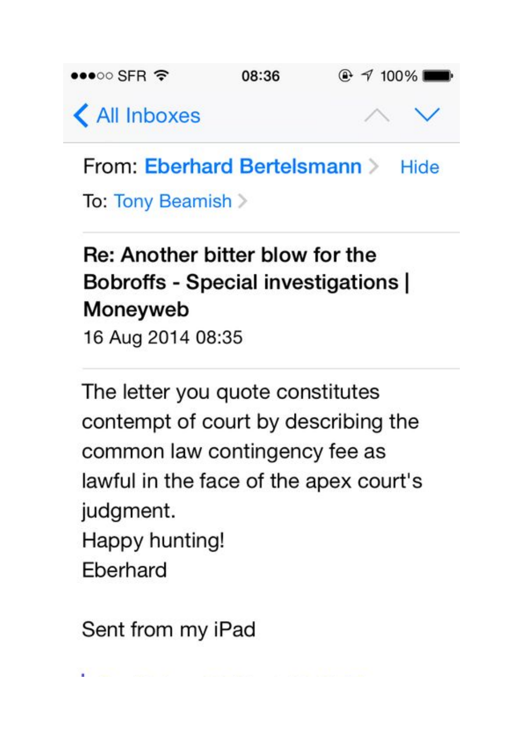From: Eberhard Bertelsmann

To: Tony Beamish

**Re: Another bitter blow for the Bobroffs - Special investigations | Moneyweb**

16 Aug 2014 08:35

The letter you quote constitutes contempt of court by describing the common law contingency fee as lawful in the face of the apex court's judgment.

Happy hunting!

Eberhard

Sent from my iPad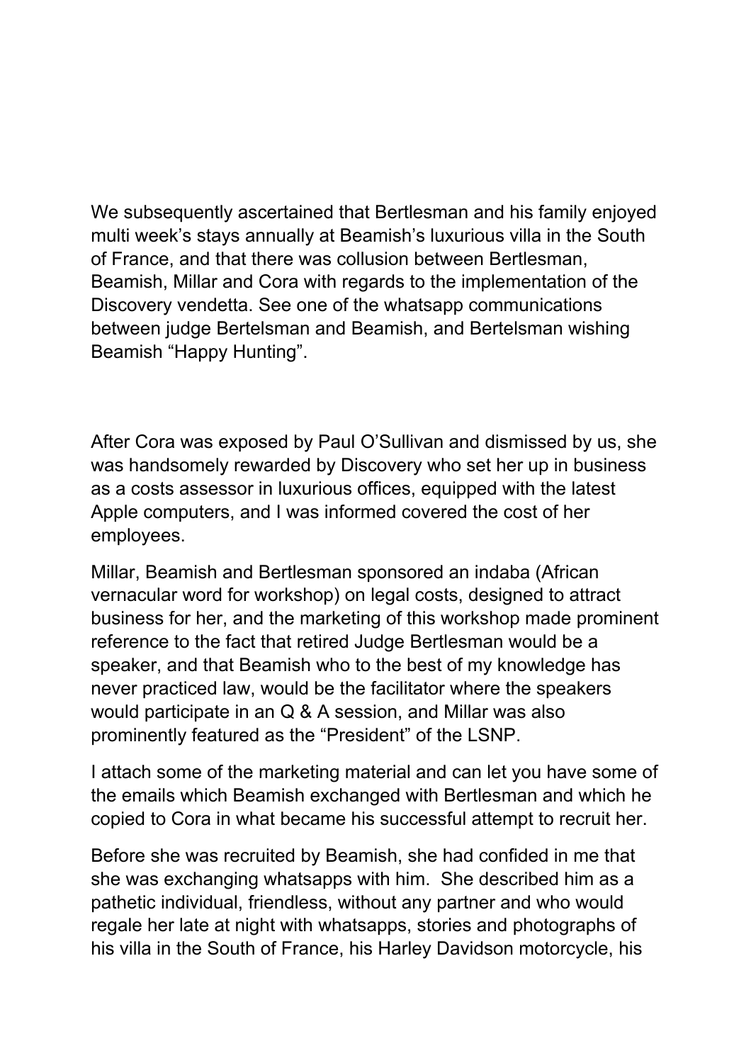We subsequently ascertained that Bertlesman and his family enjoyed multi week's stays annually at Beamish's luxurious villa in the South of France, and that there was collusion between Bertlesman, Beamish, Millar and Cora with regards to the implementation of the Discovery vendetta. See one of the whatsapp communications between judge Bertelsman and Beamish, and Bertelsman wishing Beamish "Happy Hunting".

After Cora was exposed by Paul O'Sullivan and dismissed by us, she was handsomely rewarded by Discovery who set her up in business as a costs assessor in luxurious offices, equipped with the latest Apple computers, and I was informed covered the cost of her employees.

Millar, Beamish and Bertlesman sponsored an indaba (African vernacular word for workshop) on legal costs, designed to attract business for her, and the marketing of this workshop made prominent reference to the fact that retired Judge Bertlesman would be a speaker, and that Beamish who to the best of my knowledge has never practiced law, would be the facilitator where the speakers would participate in an Q & A session, and Millar was also prominently featured as the "President" of the LSNP.

I attach some of the marketing material and can let you have some of the emails which Beamish exchanged with Bertlesman and which he copied to Cora in what became his successful attempt to recruit her.

Before she was recruited by Beamish, she had confided in me that she was exchanging whatsapps with him. She described him as a pathetic individual, friendless, without any partner and who would regale her late at night with whatsapps, stories and photographs of his villa in the South of France, his Harley Davidson motorcycle, his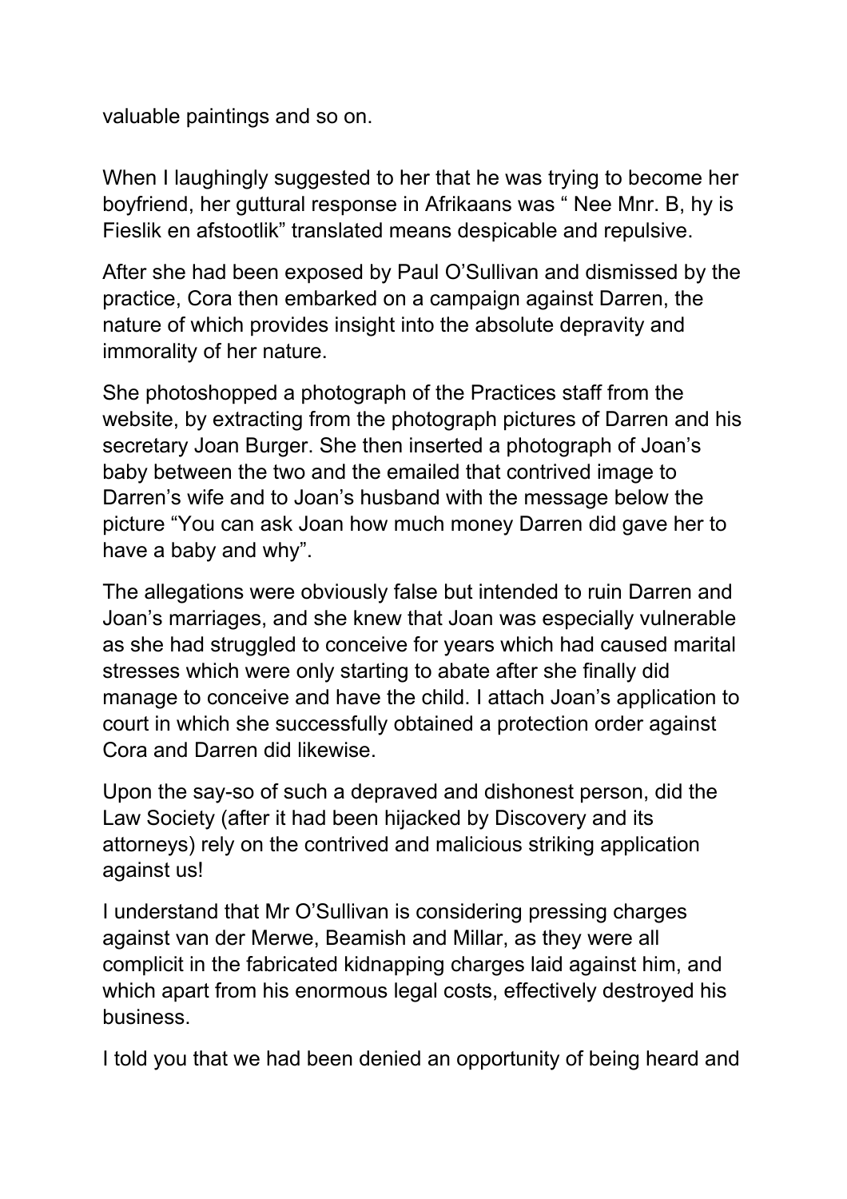valuable paintings and so on.

When I laughingly suggested to her that he was trying to become her boyfriend, her guttural response in Afrikaans was " Nee Mnr. B, hy is Fieslik en afstootlik" translated means despicable and repulsive.

After she had been exposed by Paul O'Sullivan and dismissed by the practice, Cora then embarked on a campaign against Darren, the nature of which provides insight into the absolute depravity and immorality of her nature.

She photoshopped a photograph of the Practices staff from the website, by extracting from the photograph pictures of Darren and his secretary Joan Burger. She then inserted a photograph of Joan's baby between the two and the emailed that contrived image to Darren's wife and to Joan's husband with the message below the picture "You can ask Joan how much money Darren did gave her to have a baby and why".

The allegations were obviously false but intended to ruin Darren and Joan's marriages, and she knew that Joan was especially vulnerable as she had struggled to conceive for years which had caused marital stresses which were only starting to abate after she finally did manage to conceive and have the child. I attach Joan's application to court in which she successfully obtained a protection order against Cora and Darren did likewise.

Upon the say-so of such a depraved and dishonest person, did the Law Society (after it had been hijacked by Discovery and its attorneys) rely on the contrived and malicious striking application against us!

I understand that Mr O'Sullivan is considering pressing charges against van der Merwe, Beamish and Millar, as they were all complicit in the fabricated kidnapping charges laid against him, and which apart from his enormous legal costs, effectively destroyed his business.

I told you that we had been denied an opportunity of being heard and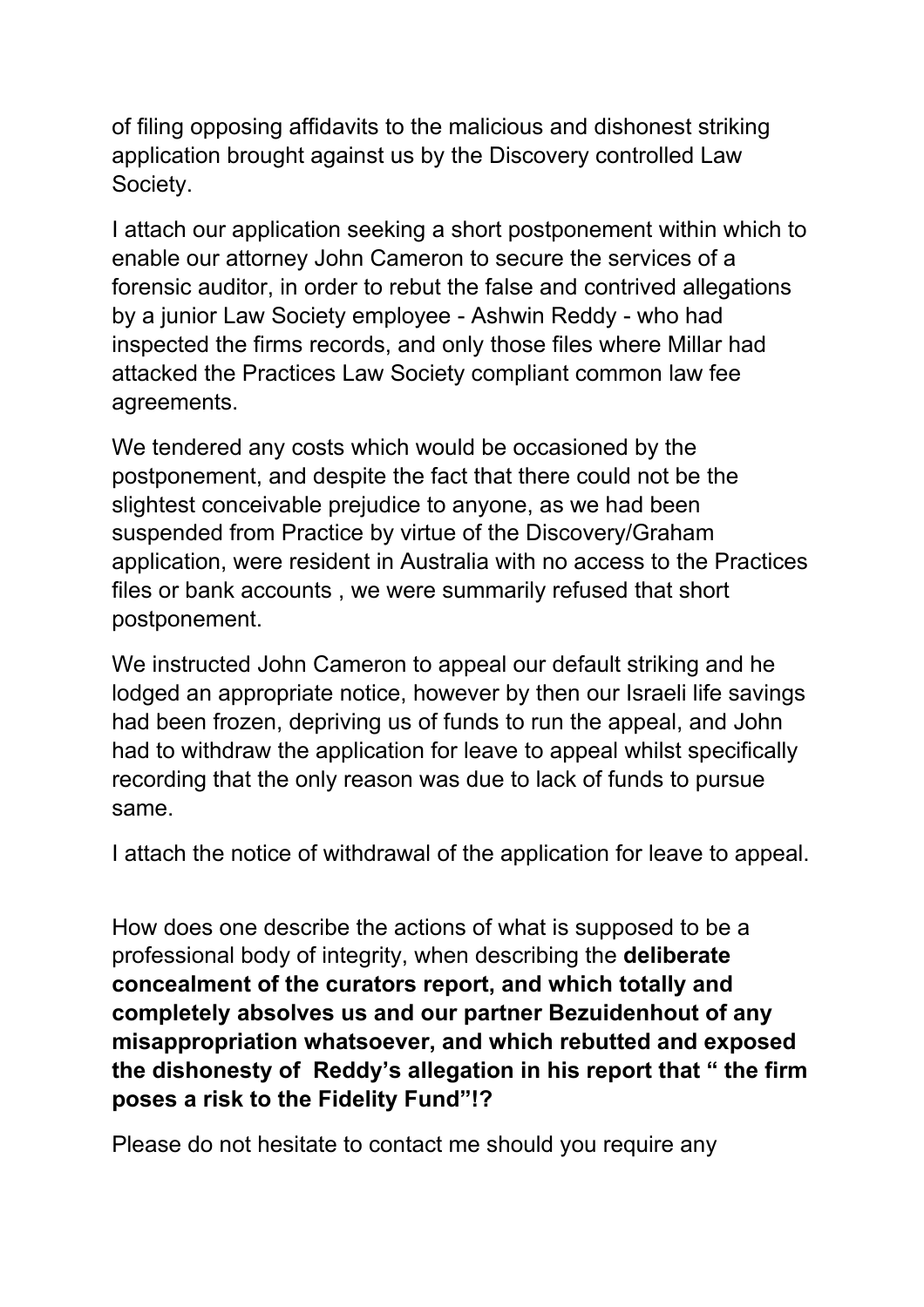of filing opposing affidavits to the malicious and dishonest striking application brought against us by the Discovery controlled Law Society.

I attach our application seeking a short postponement within which to enable our attorney John Cameron to secure the services of a forensic auditor, in order to rebut the false and contrived allegations by a junior Law Society employee - Ashwin Reddy - who had inspected the firms records, and only those files where Millar had attacked the Practices Law Society compliant common law fee agreements.

We tendered any costs which would be occasioned by the postponement, and despite the fact that there could not be the slightest conceivable prejudice to anyone, as we had been suspended from Practice by virtue of the Discovery/Graham application, were resident in Australia with no access to the Practices files or bank accounts , we were summarily refused that short postponement.

We instructed John Cameron to appeal our default striking and he lodged an appropriate notice, however by then our Israeli life savings had been frozen, depriving us of funds to run the appeal, and John had to withdraw the application for leave to appeal whilst specifically recording that the only reason was due to lack of funds to pursue same.

I attach the notice of withdrawal of the application for leave to appeal.

How does one describe the actions of what is supposed to be a professional body of integrity, when describing the **deliberate concealment of the curators report, and which totally and completely absolves us and our partner Bezuidenhout of any misappropriation whatsoever, and which rebutted and exposed the dishonesty of Reddy's allegation in his report that " the firm poses a risk to the Fidelity Fund"!?**

Please do not hesitate to contact me should you require any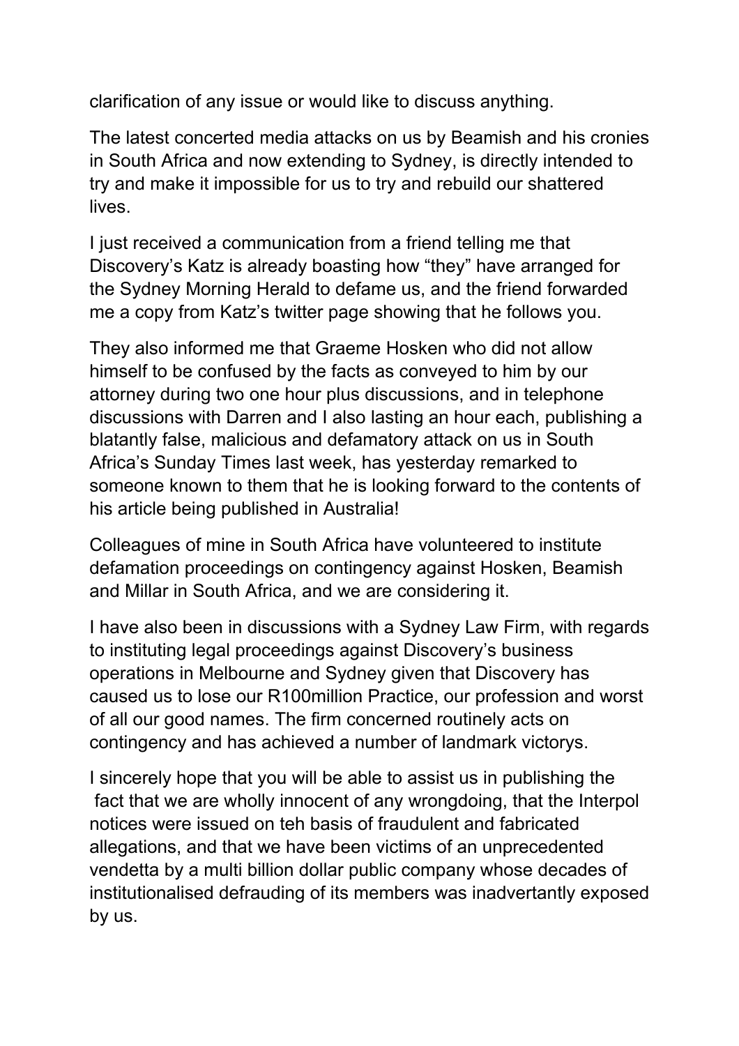clarification of any issue or would like to discuss anything.

The latest concerted media attacks on us by Beamish and his cronies in South Africa and now extending to Sydney, is directly intended to try and make it impossible for us to try and rebuild our shattered lives.

I just received a communication from a friend telling me that Discovery's Katz is already boasting how "they" have arranged for the Sydney Morning Herald to defame us, and the friend forwarded me a copy from Katz's twitter page showing that he follows you.

They also informed me that Graeme Hosken who did not allow himself to be confused by the facts as conveyed to him by our attorney during two one hour plus discussions, and in telephone discussions with Darren and I also lasting an hour each, publishing a blatantly false, malicious and defamatory attack on us in South Africa's Sunday Times last week, has yesterday remarked to someone known to them that he is looking forward to the contents of his article being published in Australia!

Colleagues of mine in South Africa have volunteered to institute defamation proceedings on contingency against Hosken, Beamish and Millar in South Africa, and we are considering it.

I have also been in discussions with a Sydney Law Firm, with regards to instituting legal proceedings against Discovery's business operations in Melbourne and Sydney given that Discovery has caused us to lose our R100million Practice, our profession and worst of all our good names. The firm concerned routinely acts on contingency and has achieved a number of landmark victorys.

I sincerely hope that you will be able to assist us in publishing the fact that we are wholly innocent of any wrongdoing, that the Interpol notices were issued on teh basis of fraudulent and fabricated allegations, and that we have been victims of an unprecedented vendetta by a multi billion dollar public company whose decades of institutionalised defrauding of its members was inadvertantly exposed by us.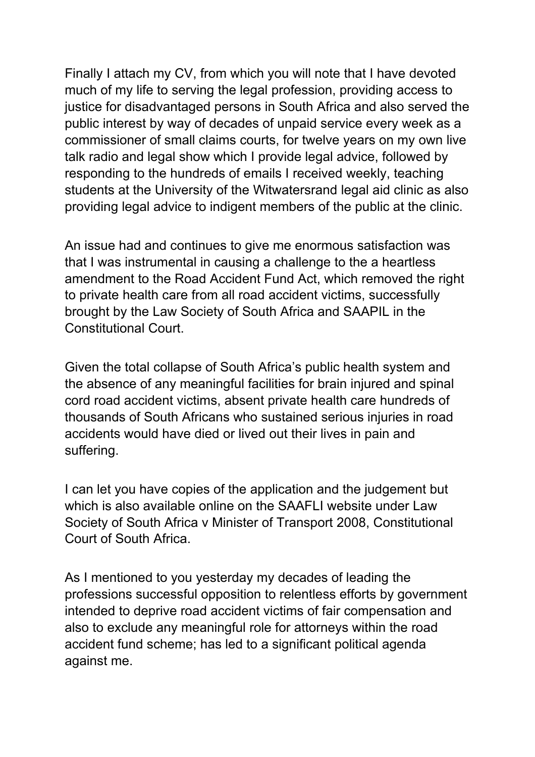Finally I attach my CV, from which you will note that I have devoted much of my life to serving the legal profession, providing access to justice for disadvantaged persons in South Africa and also served the public interest by way of decades of unpaid service every week as a commissioner of small claims courts, for twelve years on my own live talk radio and legal show which I provide legal advice, followed by responding to the hundreds of emails I received weekly, teaching students at the University of the Witwatersrand legal aid clinic as also providing legal advice to indigent members of the public at the clinic.

An issue had and continues to give me enormous satisfaction was that I was instrumental in causing a challenge to the a heartless amendment to the Road Accident Fund Act, which removed the right to private health care from all road accident victims, successfully brought by the Law Society of South Africa and SAAPIL in the Constitutional Court.

Given the total collapse of South Africa's public health system and the absence of any meaningful facilities for brain injured and spinal cord road accident victims, absent private health care hundreds of thousands of South Africans who sustained serious injuries in road accidents would have died or lived out their lives in pain and suffering.

I can let you have copies of the application and the judgement but which is also available online on the SAAFLI website under Law Society of South Africa v Minister of Transport 2008, Constitutional Court of South Africa.

As I mentioned to you yesterday my decades of leading the professions successful opposition to relentless efforts by government intended to deprive road accident victims of fair compensation and also to exclude any meaningful role for attorneys within the road accident fund scheme; has led to a significant political agenda against me.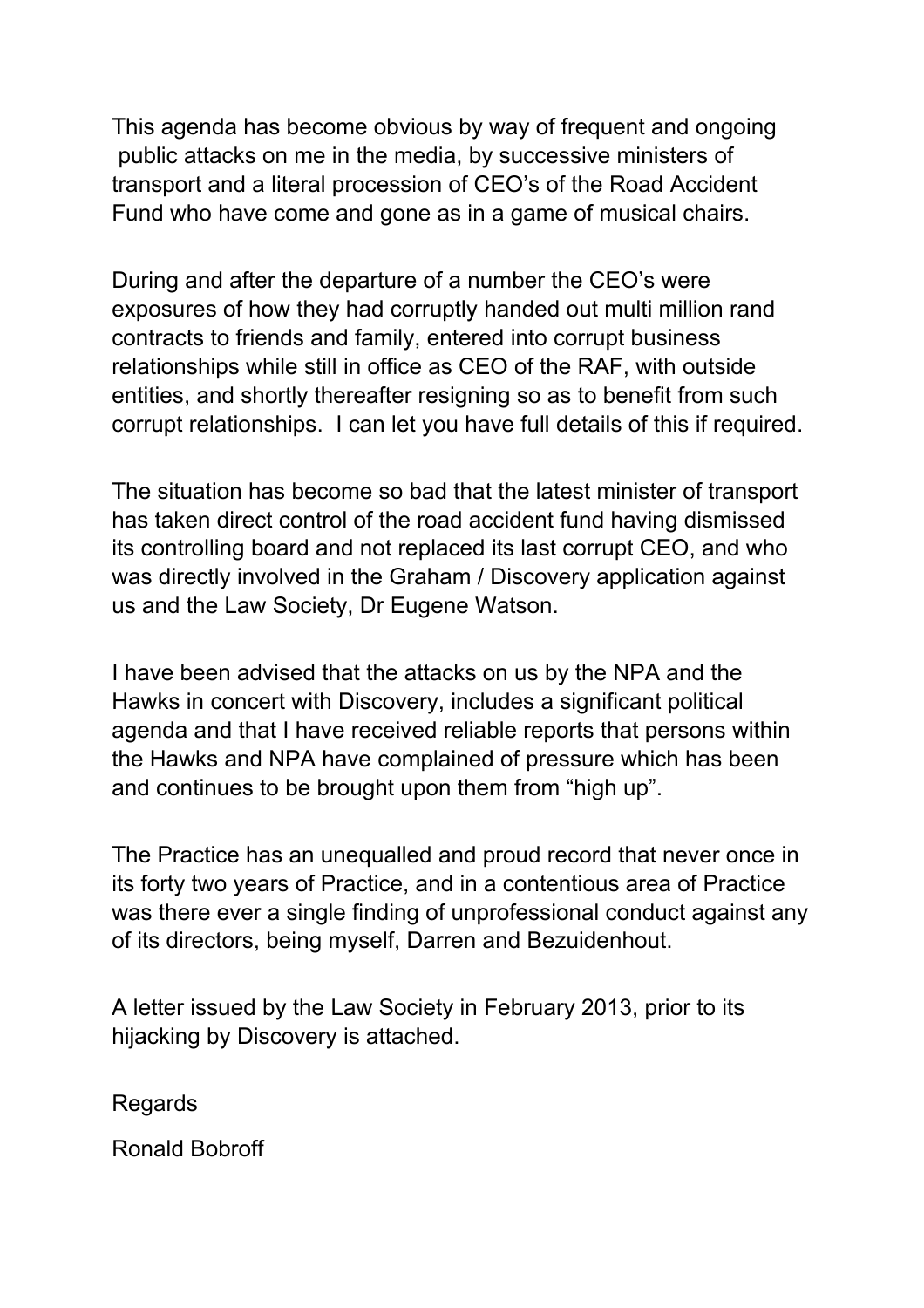This agenda has become obvious by way of frequent and ongoing public attacks on me in the media, by successive ministers of transport and a literal procession of CEO's of the Road Accident Fund who have come and gone as in a game of musical chairs.

During and after the departure of a number the CEO's were exposures of how they had corruptly handed out multi million rand contracts to friends and family, entered into corrupt business relationships while still in office as CEO of the RAF, with outside entities, and shortly thereafter resigning so as to benefit from such corrupt relationships.  I can let you have full details of this if required.

The situation has become so bad that the latest minister of transport has taken direct control of the road accident fund having dismissed its controlling board and not replaced its last corrupt CEO, and who was directly involved in the Graham / Discovery application against us and the Law Society, Dr Eugene Watson.

I have been advised that the attacks on us by the NPA and the Hawks in concert with Discovery, includes a significant political agenda and that I have received reliable reports that persons within the Hawks and NPA have complained of pressure which has been and continues to be brought upon them from "high up".

The Practice has an unequalled and proud record that never once in its forty two years of Practice, and in a contentious area of Practice was there ever a single finding of unprofessional conduct against any of its directors, being myself, Darren and Bezuidenhout.

A letter issued by the Law Society in February 2013, prior to its hijacking by Discovery is attached.

Regards

Ronald Bobroff